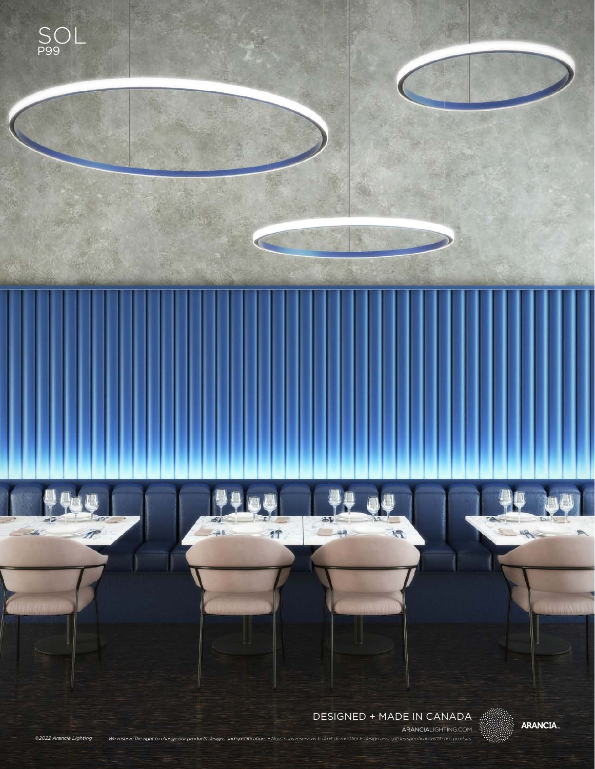# SOL
P99

DESIGNED + MADE IN CANADA

ARANCIALIGHTING.COM

ARANCIA

©2022 Arancia Lighting

*We reserve the right to change our products designs and specifications • Nous nous réservons le droit de modifier le design ainsi que les spécifications de nos produits.*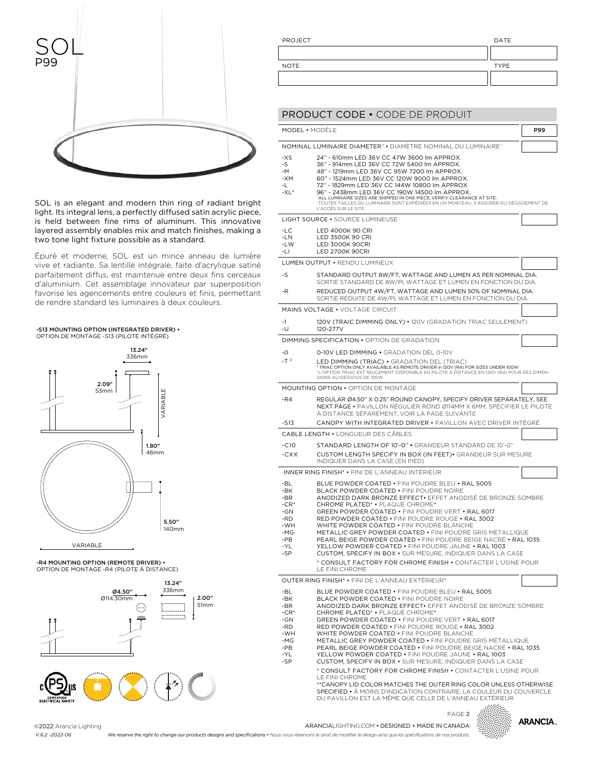# SOL
## P99

SOL is an elegant and modern thin ring of radiant bright light. Its integral lens, a perfectly diffused satin acrylic piece, is held between fine rims of aluminum. This innovative layered assembly enables mix and match finishes, making a two tone light fixture possible as a standard.

Épuré et moderne, SOL est un mince anneau de lumière vive et radiante. Sa lentille intégrale, faite d'acrylique satiné parfaitement diffus, est maintenue entre deux fins cerceaux d'aluminium. Cet assemblage innovateur par superposition favorise les agencements entre couleurs et finis, permettant de rendre standard les luminaires à deux couleurs.

**-S13 MOUNTING OPTION (INTEGRATED DRIVER) •** OPTION DE MONTAGE -S13 (PILOTE INTÉGRÉ)

13.24" 336mm
2.09" 53mm
VARIABLE
1.80" 46mm
5.50" 140mm
VARIABLE

**-R4 MOUNTING OPTION (REMOTE DRIVER) •** OPTION DE MONTAGE -R4 (PILOTE À DISTANCE)

Ø4.50" Ø114.30mm
13.24" 336mm
2.00" 51mm

| PROJECT | DATE |
|---|---|
| | |
| NOTE | TYPE |
| | |

## PRODUCT CODE • CODE DE PRODUIT

**MODEL • MODÈLE** — P99

**NOMINAL LUMINAIRE DIAMETER[1] • DIAMÈTRE NOMINAL DU LUMINAIRE[1]**

| | |
|---|---|
| -XS | 24" - 610mm LED 36V CC 47W 3600 lm APPROX. |
| -S | 36" - 914mm LED 36V CC 72W 5400 lm APPROX. |
| -M | 48" - 1219mm LED 36V CC 95W 7200 lm APPROX. |
| -XM | 60" - 1524mm LED 36V CC 120W 9000 lm APPROX. |
| -L | 72" - 1829mm LED 36V CC 144W 10800 lm APPROX |
| -XL* | 96" - 2438mm LED 36V CC 190W 14500 lm APPROX. |

[1] ALL LUMINAIRE SIZES ARE SHIPPED IN ONE PIECE, VERIFY CLEARANCE AT SITE.
[1] TOUTES TAILLES DU LUMINAIRE SONT EXPÉDIÉES EN UN MORCEAU, S'ASSURER DU DÉGAGEMENT DE L'ACCÈS SUR LE SITE.

**LIGHT SOURCE • SOURCE LUMINEUSE**

| | |
|---|---|
| -LC | LED 4000K 90 CRI |
| -LN | LED 3500K 90 CRI |
| -LW | LED 3000K 90CRI |
| -LI | LED 2700K 90CRI |

**LUMEN OUTPUT • RENDU LUMINEUX**

| | |
|---|---|
| -S | STANDARD OUTPUT 8W/FT, WATTAGE AND LUMEN AS PER NOMINAL DIA. SORTIE STANDARD DE 8W/PI, WATTAGE ET LUMEN EN FONCTION DU DIA. |
| -R | REDUCED OUTPUT 4W/FT, WATTAGE AND LUMEN 50% OF NOMINAL DIA. SORTIE RÉDUITE DE 4W/PI, WATTAGE ET LUMEN EN FONCTION DU DIA. |

**MAINS VOLTAGE • VOLTAGE CIRCUIT**

| | |
|---|---|
| -1 | 120V (TRAIC DIMMING ONLY) • 120V (GRADATION TRIAC SEULEMENT) |
| -U | 120-277V |

**DIMMING SPECIFICATION • OPTION DE GRADATION**

| | |
|---|---|
| -O | 0-10V LED DIMMING • GRADATION DEL 0-10V |
| -T [2] | LED DIMMING (TRIAC) • GRADATION DEL (TRIAC) |

[2] TRIAC OPTION ONLY AVAILABLE AS REMOTE DRIVER in 120V (R4) FOR SIZES UNDER 100W
[2] L'OPTION TRIAC EST SEULEMENT DISPONIBLE EN PILOTE À DISTANCE EN 120V (R4) POUR DES DIMENSIONS AU-DESSOUS DE 100W

**MOUNTING OPTION • OPTION DE MONTAGE**

| | |
|---|---|
| -R4 | REGULAR Ø4.50" X 0.25" ROUND CANOPY, SPECIFY DRIVER SEPARATELY, SEE NEXT PAGE • PAVILLON RÉGULIER ROND Ø114MM X 6MM, SPÉCIFIER LE PILOTE À DISTANCE SÉPARÉMENT, VOIR LA PAGE SUIVANTE |
| -S13 | CANOPY WITH INTEGRATED DRIVER • PAVILLON AVEC DRIVER INTÉGRÉ |

**CABLE LENGTH • LONGUEUR DES CÂBLES**

| | |
|---|---|
| -C10 | STANDARD LENGTH OF 10'-0" • GRANDEUR STANDARD DE 10'-0" |
| -CXX | CUSTOM LENGTH SPECIFY IN BOX (IN FEET)• GRANDEUR SUR MESURE INDIQUER DANS LA CASE (EN PIED) |

**INNER RING FINISH* • FINI DE L'ANNEAU INTÉRIEUR**

| | |
|---|---|
| -BL | BLUE POWDER COATED • FINI POUDRE BLEU • RAL 5005 |
| -BK | BLACK POWDER COATED • FINI POUDRE NOIRE |
| -BR | ANODIZED DARK BRONZE EFFECT• EFFET ANODISÉ DE BRONZE SOMBRE |
| -CR* | CHROME PLATED* • PLAQUÉ CHROME* |
| -GN | GREEN POWDER COATED • FINI POUDRE VERT • RAL 6017 |
| -RD | RED POWDER COATED • FINI POUDRE ROUGE • RAL 3002 |
| -WH | WHITE POWDER COATED • FINI POUDRE BLANCHE |
| -MG | METALLIC GREY POWDER COATED • FINI POUDRE GRIS MÉTALLIQUE |
| -PB | PEARL BEIGE POWDER COATED • FINI POUDRE BEIGE NACRÉ • RAL 1035 |
| -YL | YELLOW POWDER COATED • FINI POUDRE JAUNE • RAL 1003 |
| -SP | CUSTOM, SPECIFY IN BOX • SUR MESURE, INDIQUER DANS LA CASE |

* CONSULT FACTORY FOR CHROME FINISH • CONTACTER L'USINE POUR LE FINI CHROME

**OUTER RING FINISH* • FINI DE L'ANNEAU EXTÉRIEUR***

| | |
|---|---|
| -BL | BLUE POWDER COATED • FINI POUDRE BLEU • RAL 5005 |
| -BK | BLACK POWDER COATED • FINI POUDRE NOIRE |
| -BR | ANODIZED DARK BRONZE EFFECT• EFFET ANODISÉ DE BRONZE SOMBRE |
| -CR* | CHROME PLATED* • PLAQUÉ CHROME* |
| -GN | GREEN POWDER COATED • FINI POUDRE VERT • RAL 6017 |
| -RD | RED POWDER COATED • FINI POUDRE ROUGE • RAL 3002 |
| -WH | WHITE POWDER COATED • FINI POUDRE BLANCHE |
| -MG | METALLIC GREY POWDER COATED • FINI POUDRE GRIS MÉTALLIQUE |
| -PB | PEARL BEIGE POWDER COATED • FINI POUDRE BEIGE NACRÉ • RAL 1035 |
| -YL | YELLOW POWDER COATED • FINI POUDRE JAUNE • RAL 1003 |
| -SP | CUSTOM, SPECIFY IN BOX • SUR MESURE, INDIQUER DANS LA CASE |

* CONSULT FACTORY FOR CHROME FINISH • CONTACTER L'USINE POUR LE FINI CHROME

**CANOPY LID COLOR MATCHES THE OUTER RING COLOR UNLESS OTHERWISE SPECIFIED • À MOINS D'INDICATION CONTRAIRE, LA COULEUR DU COUVERCLE DU PAVILLON EST LA MÊME QUE CELLE DE L'ANNEAU EXTÉRIEUR

©2022 Arancia Lighting
V.6.2 -2022-06

ARANCIALIGHTING.COM • DESIGNED + MADE IN CANADA

*We reserve the right to change our products designs and specifications • Nous nous réservons le droit de modifier le design ainsi que les spécifications de nos produits.*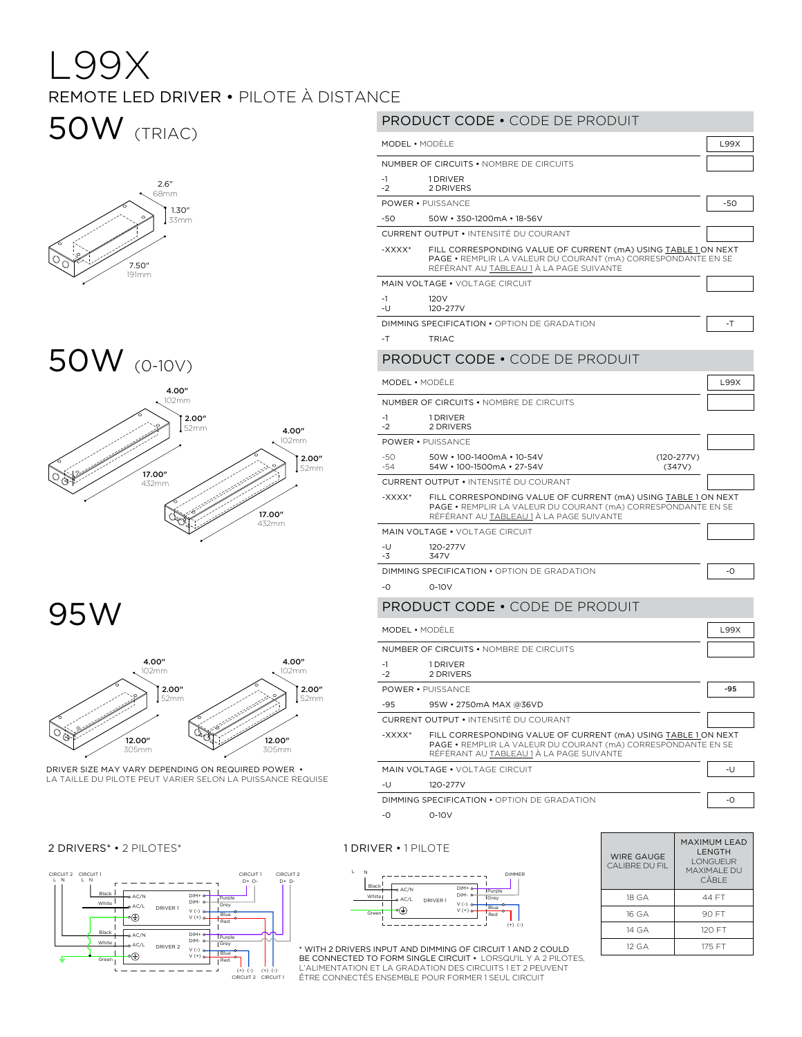# L99X

REMOTE LED DRIVER • PILOTE À DISTANCE

## 50W (TRIAC)

2.6" 68mm
1.30" 33mm
7.50" 191mm

### PRODUCT CODE • CODE DE PRODUIT

| | | |
|---|---|---|
| MODEL • MODÈLE | | L99X |
| NUMBER OF CIRCUITS • NOMBRE DE CIRCUITS | | |
| -1 | 1 DRIVER | |
| -2 | 2 DRIVERS | |
| POWER • PUISSANCE | | -50 |
| -50 | 50W • 350-1200mA • 18-56V | |
| CURRENT OUTPUT • INTENSITÉ DU COURANT | | |
| -XXXX* | FILL CORRESPONDING VALUE OF CURRENT (mA) USING TABLE 1 ON NEXT PAGE • REMPLIR LA VALEUR DU COURANT (mA) CORRESPONDANTE EN SE RÉFÉRANT AU TABLEAU 1 À LA PAGE SUIVANTE | |
| MAIN VOLTAGE • VOLTAGE CIRCUIT | | |
| -1 | 120V | |
| -U | 120-277V | |
| DIMMING SPECIFICATION • OPTION DE GRADATION | | -T |
| -T | TRIAC | |

## 50W (0-10V)

4.00" 102mm
2.00" 52mm
17.00" 432mm

### PRODUCT CODE • CODE DE PRODUIT

| | | |
|---|---|---|
| MODEL • MODÈLE | | L99X |
| NUMBER OF CIRCUITS • NOMBRE DE CIRCUITS | | |
| -1 | 1 DRIVER | |
| -2 | 2 DRIVERS | |
| POWER • PUISSANCE | | |
| -50 | 50W • 100-1400mA • 10-54V (120-277V) | |
| -54 | 54W • 100-1500mA • 27-54V (347V) | |
| CURRENT OUTPUT • INTENSITÉ DU COURANT | | |
| -XXXX* | FILL CORRESPONDING VALUE OF CURRENT (mA) USING TABLE 1 ON NEXT PAGE • REMPLIR LA VALEUR DU COURANT (mA) CORRESPONDANTE EN SE RÉFÉRANT AU TABLEAU 1 À LA PAGE SUIVANTE | |
| MAIN VOLTAGE • VOLTAGE CIRCUIT | | |
| -U | 120-277V | |
| -3 | 347V | |
| DIMMING SPECIFICATION • OPTION DE GRADATION | | -O |
| -O | 0-10V | |

## 95W

4.00" 102mm
2.00" 52mm
12.00" 305mm

DRIVER SIZE MAY VARY DEPENDING ON REQUIRED POWER • LA TAILLE DU PILOTE PEUT VARIER SELON LA PUISSANCE REQUISE

### PRODUCT CODE • CODE DE PRODUIT

| | | |
|---|---|---|
| MODEL • MODÈLE | | L99X |
| NUMBER OF CIRCUITS • NOMBRE DE CIRCUITS | | |
| -1 | 1 DRIVER | |
| -2 | 2 DRIVERS | |
| POWER • PUISSANCE | | **-95** |
| -95 | 95W • 2750mA MAX @36VD | |
| CURRENT OUTPUT • INTENSITÉ DU COURANT | | |
| -XXXX* | FILL CORRESPONDING VALUE OF CURRENT (mA) USING TABLE 1 ON NEXT PAGE • REMPLIR LA VALEUR DU COURANT (mA) CORRESPONDANTE EN SE RÉFÉRANT AU TABLEAU 1 À LA PAGE SUIVANTE | |
| MAIN VOLTAGE • VOLTAGE CIRCUIT | | -U |
| -U | 120-277V | |
| DIMMING SPECIFICATION • OPTION DE GRADATION | | -O |
| -O | 0-10V | |

### 2 DRIVERS* • 2 PILOTES*

CIRCUIT 2 L N, CIRCUIT 1 L N — Black, White, Green — DRIVER 1: AC/N, AC/L, ⏚, DIM+ (Purple), DIM- (Grey), V (-) (Blue), V (+) (Red) — DRIVER 2: AC/N, AC/L, ⏚, DIM+ (Purple), DIM- (Grey), V (-) (Blue), V (+) (Red) — CIRCUIT 1 D+ D-, CIRCUIT 2 D+ D- — (+) (-) CIRCUIT 2, (+) (-) CIRCUIT 1

### 1 DRIVER • 1 PILOTE

L N — Black, White, Green — DRIVER 1: AC/N, AC/L, ⏚, DIM+ (Purple), DIM- (Grey), V (-) (Blue), V (+) (Red) — DIMMER — (+) (-)

* WITH 2 DRIVERS INPUT AND DIMMING OF CIRCUIT 1 AND 2 COULD BE CONNECTED TO FORM SINGLE CIRCUIT • LORSQU'IL Y A 2 PILOTES, L'ALIMENTATION ET LA GRADATION DES CIRCUITS 1 ET 2 PEUVENT ÊTRE CONNECTÉS ENSEMBLE POUR FORMER 1 SEUL CIRCUIT

| WIRE GAUGE CALIBRE DU FIL | MAXIMUM LEAD LENGTH LONGUEUR MAXIMALE DU CÂBLE |
|---|---|
| 18 GA | 44 FT |
| 16 GA | 90 FT |
| 14 GA | 120 FT |
| 12 GA | 175 FT |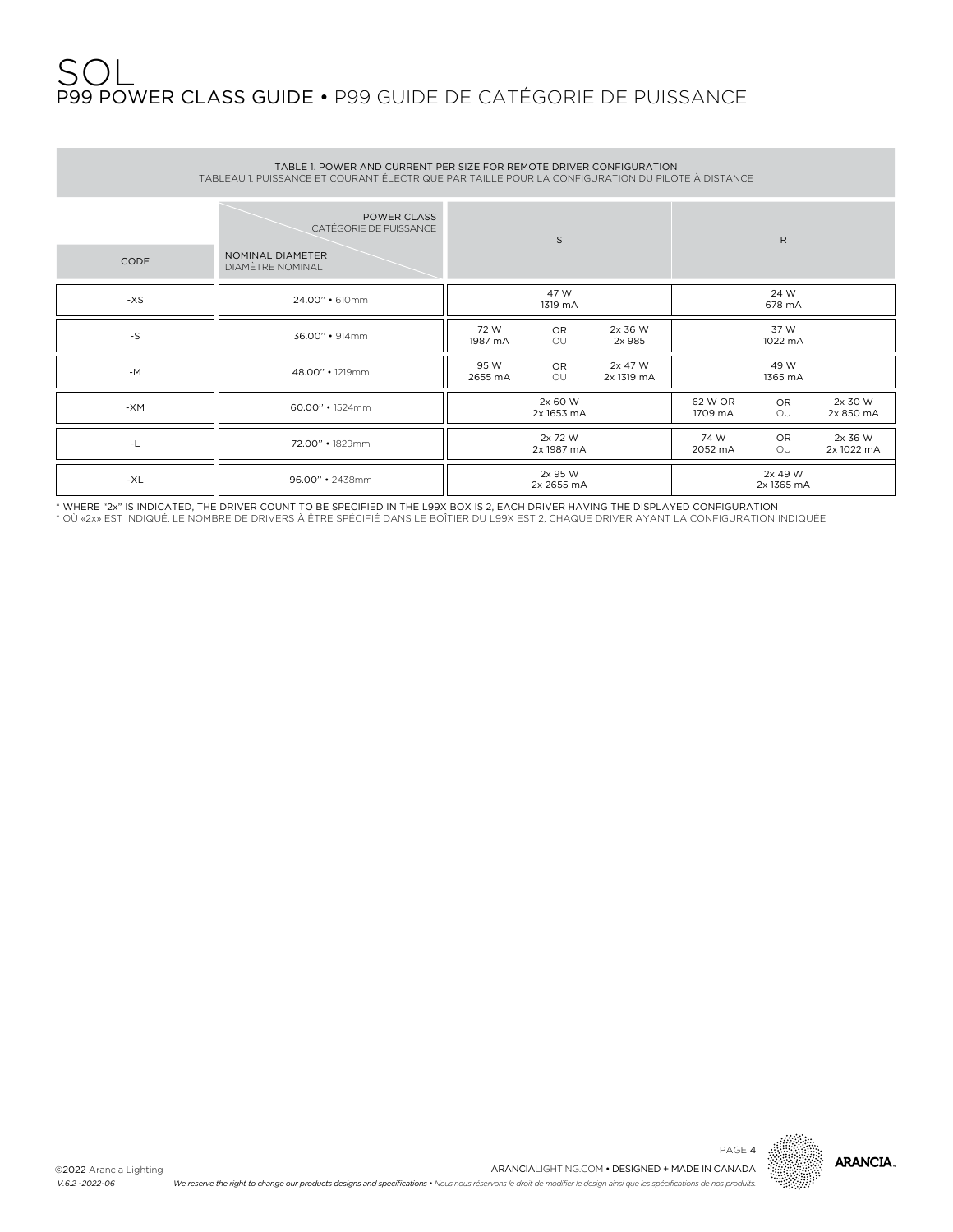# SOL

## P99 POWER CLASS GUIDE • P99 GUIDE DE CATÉGORIE DE PUISSANCE

TABLE 1. POWER AND CURRENT PER SIZE FOR REMOTE DRIVER CONFIGURATION
TABLEAU 1. PUISSANCE ET COURANT ÉLECTRIQUE PAR TAILLE POUR LA CONFIGURATION DU PILOTE À DISTANCE

| CODE | POWER CLASS / CATÉGORIE DE PUISSANCE — NOMINAL DIAMETER / DIAMÈTRE NOMINAL | S | R |
|---|---|---|---|
| -XS | 24.00" • 610mm | 47 W 1319 mA | 24 W 678 mA |
| -S | 36.00" • 914mm | 72 W 1987 mA OR/OU 2x 36 W 2x 985 | 37 W 1022 mA |
| -M | 48.00" • 1219mm | 95 W 2655 mA OR/OU 2x 47 W 2x 1319 mA | 49 W 1365 mA |
| -XM | 60.00" • 1524mm | 2x 60 W 2x 1653 mA | 62 W OR 1709 mA OR/OU 2x 30 W 2x 850 mA |
| -L | 72.00" • 1829mm | 2x 72 W 2x 1987 mA | 74 W 2052 mA OR/OU 2x 36 W 2x 1022 mA |
| -XL | 96.00" • 2438mm | 2x 95 W 2x 2655 mA | 2x 49 W 2x 1365 mA |

* WHERE "2x" IS INDICATED, THE DRIVER COUNT TO BE SPECIFIED IN THE L99X BOX IS 2, EACH DRIVER HAVING THE DISPLAYED CONFIGURATION
* OÙ «2x» EST INDIQUÉ, LE NOMBRE DE DRIVERS À ÊTRE SPÉCIFIÉ DANS LE BOÎTIER DU L99X EST 2, CHAQUE DRIVER AYANT LA CONFIGURATION INDIQUÉE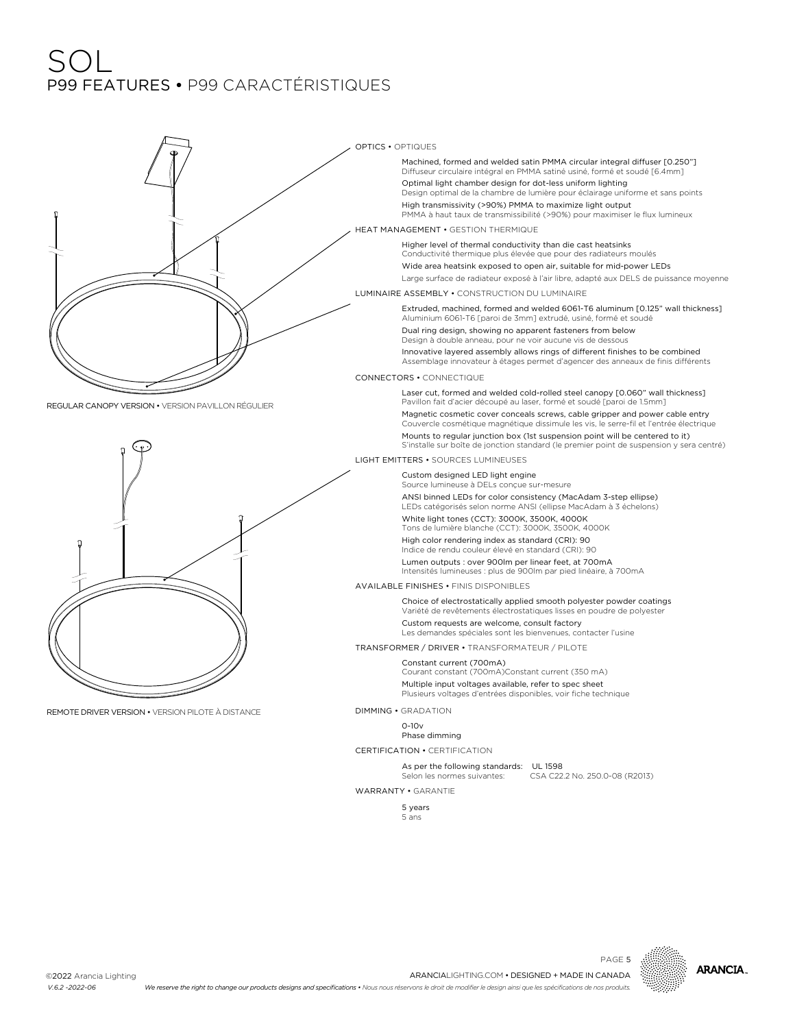# SOL

## P99 FEATURES • P99 CARACTÉRISTIQUES

REGULAR CANOPY VERSION • VERSION PAVILLON RÉGULIER

REMOTE DRIVER VERSION • VERSION PILOTE À DISTANCE

### OPTICS • OPTIQUES

Machined, formed and welded satin PMMA circular integral diffuser [0.250"]
Diffuseur circulaire intégral en PMMA satiné usiné, formé et soudé [6.4mm]

Optimal light chamber design for dot-less uniform lighting
Design optimal de la chambre de lumière pour éclairage uniforme et sans points

High transmissivity (>90%) PMMA to maximize light output
PMMA à haut taux de transmissibilité (>90%) pour maximiser le flux lumineux

### HEAT MANAGEMENT • GESTION THERMIQUE

Higher level of thermal conductivity than die cast heatsinks
Conductivité thermique plus élevée que pour des radiateurs moulés

Wide area heatsink exposed to open air, suitable for mid-power LEDs
Large surface de radiateur exposé à l'air libre, adapté aux DELS de puissance moyenne

### LUMINAIRE ASSEMBLY • CONSTRUCTION DU LUMINAIRE

Extruded, machined, formed and welded 6061-T6 aluminum [0.125" wall thickness]
Aluminium 6061-T6 [paroi de 3mm] extrudé, usiné, formé et soudé

Dual ring design, showing no apparent fasteners from below
Design à double anneau, pour ne voir aucune vis de dessous

Innovative layered assembly allows rings of different finishes to be combined
Assemblage innovateur à étages permet d'agencer des anneaux de finis différents

### CONNECTORS • CONNECTIQUE

Laser cut, formed and welded cold-rolled steel canopy [0.060" wall thickness]
Pavillon fait d'acier découpé au laser, formé et soudé [paroi de 1.5mm]

Magnetic cosmetic cover conceals screws, cable gripper and power cable entry
Couvercle cosmétique magnétique dissimule les vis, le serre-fil et l'entrée électrique

Mounts to regular junction box (1st suspension point will be centered to it)
S'installe sur boîte de jonction standard (le premier point de suspension y sera centré)

### LIGHT EMITTERS • SOURCES LUMINEUSES

Custom designed LED light engine
Source lumineuse à DELs conçue sur-mesure

ANSI binned LEDs for color consistency (MacAdam 3-step ellipse)
LEDs catégorisés selon norme ANSI (ellipse MacAdam à 3 échelons)

White light tones (CCT): 3000K, 3500K, 4000K
Tons de lumière blanche (CCT): 3000K, 3500K, 4000K

High color rendering index as standard (CRI): 90
Indice de rendu couleur élevé en standard (CRI): 90

Lumen outputs : over 900lm per linear feet, at 700mA
Intensités lumineuses : plus de 900lm par pied linéaire, à 700mA

### AVAILABLE FINISHES • FINIS DISPONIBLES

Choice of electrostatically applied smooth polyester powder coatings
Variété de revêtements électrostatiques lisses en poudre de polyester

Custom requests are welcome, consult factory
Les demandes spéciales sont les bienvenues, contacter l'usine

### TRANSFORMER / DRIVER • TRANSFORMATEUR / PILOTE

Constant current (700mA)
Courant constant (700mA)Constant current (350 mA)

Multiple input voltages available, refer to spec sheet
Plusieurs voltages d'entrées disponibles, voir fiche technique

### DIMMING • GRADATION

0-10v
Phase dimming

### CERTIFICATION • CERTIFICATION

As per the following standards: UL 1598
Selon les normes suivantes: CSA C22.2 No. 250.0-08 (R2013)

### WARRANTY • GARANTIE

5 years
5 ans

ARANCIALIGHTING.COM • DESIGNED + MADE IN CANADA

©2022 Arancia Lighting
V.6.2 -2022-06

*We reserve the right to change our products designs and specifications • Nous nous réservons le droit de modifier le design ainsi que les spécifications de nos produits.*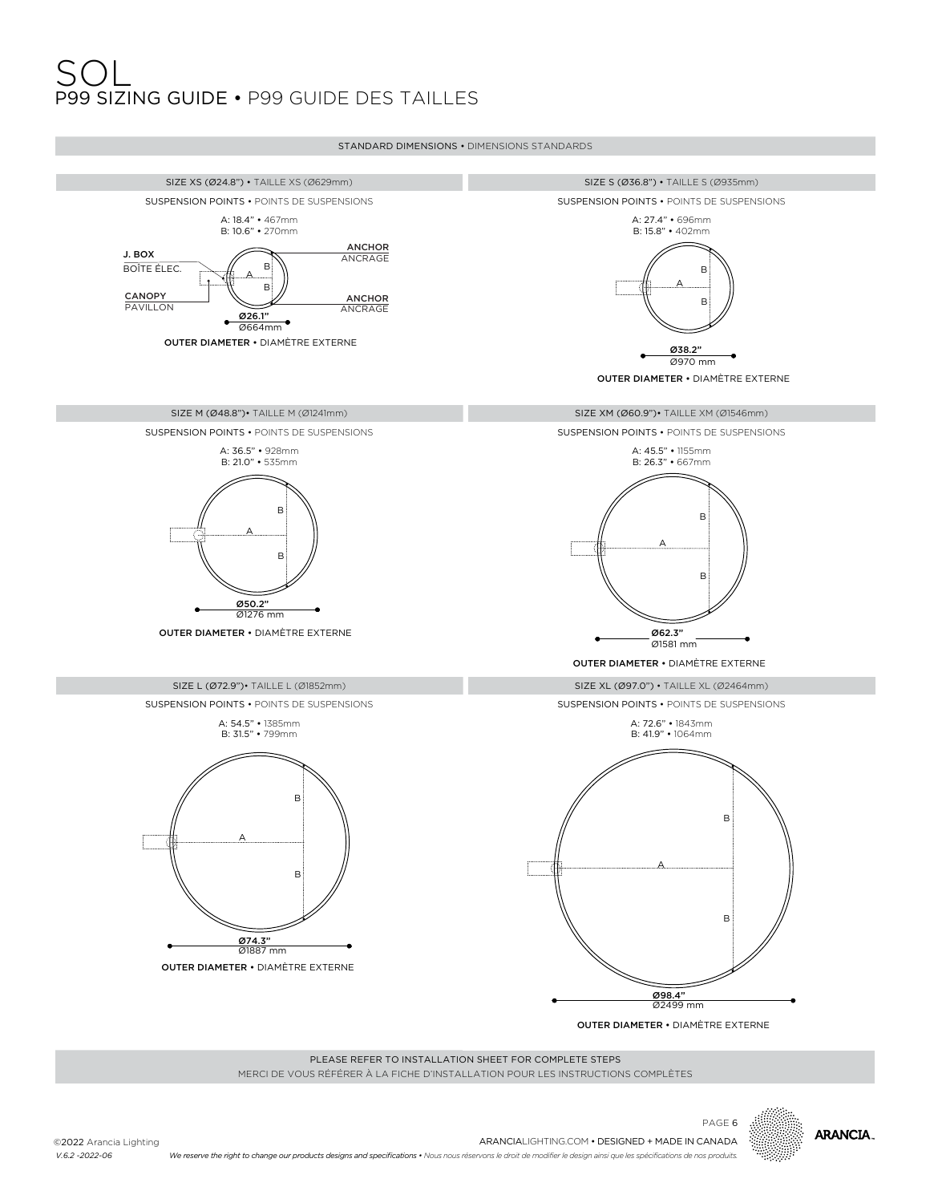# SOL

## P99 SIZING GUIDE • P99 GUIDE DES TAILLES

STANDARD DIMENSIONS • DIMENSIONS STANDARDS

### SIZE XS (Ø24.8") • TAILLE XS (Ø629mm)

SUSPENSION POINTS • POINTS DE SUSPENSIONS

A: 18.4" • 467mm
B: 10.6" • 270mm

J. BOX
BOÎTE ÉLEC.

CANOPY
PAVILLON

ANCHOR
ANCRAGE

ANCHOR
ANCRAGE

A
B
B

Ø26.1"
Ø664mm

OUTER DIAMETER • DIAMÈTRE EXTERNE

### SIZE S (Ø36.8") • TAILLE S (Ø935mm)

SUSPENSION POINTS • POINTS DE SUSPENSIONS

A: 27.4" • 696mm
B: 15.8" • 402mm

A
B
B

Ø38.2"
Ø970 mm

OUTER DIAMETER • DIAMÈTRE EXTERNE

### SIZE M (Ø48.8")• TAILLE M (Ø1241mm)

SUSPENSION POINTS • POINTS DE SUSPENSIONS

A: 36.5" • 928mm
B: 21.0" • 535mm

A
B
B

Ø50.2"
Ø1276 mm

OUTER DIAMETER • DIAMÈTRE EXTERNE

### SIZE XM (Ø60.9")• TAILLE XM (Ø1546mm)

SUSPENSION POINTS • POINTS DE SUSPENSIONS

A: 45.5" • 1155mm
B: 26.3" • 667mm

A
B
B

Ø62.3"
Ø1581 mm

OUTER DIAMETER • DIAMÈTRE EXTERNE

### SIZE L (Ø72.9")• TAILLE L (Ø1852mm)

SUSPENSION POINTS • POINTS DE SUSPENSIONS

A: 54.5" • 1385mm
B: 31.5" • 799mm

A
B
B

Ø74.3"
Ø1887 mm

OUTER DIAMETER • DIAMÈTRE EXTERNE

### SIZE XL (Ø97.0") • TAILLE XL (Ø2464mm)

SUSPENSION POINTS • POINTS DE SUSPENSIONS

A: 72.6" • 1843mm
B: 41.9" • 1064mm

A
B
B

Ø98.4"
Ø2499 mm

OUTER DIAMETER • DIAMÈTRE EXTERNE

PLEASE REFER TO INSTALLATION SHEET FOR COMPLETE STEPS
MERCI DE VOUS RÉFÉRER À LA FICHE D'INSTALLATION POUR LES INSTRUCTIONS COMPLÈTES

©2022 Arancia Lighting
V.6.2 -2022-06

ARANCIALIGHTING.COM • DESIGNED + MADE IN CANADA

*We reserve the right to change our products designs and specifications • Nous nous réservons le droit de modifier le design ainsi que les spécifications de nos produits.*